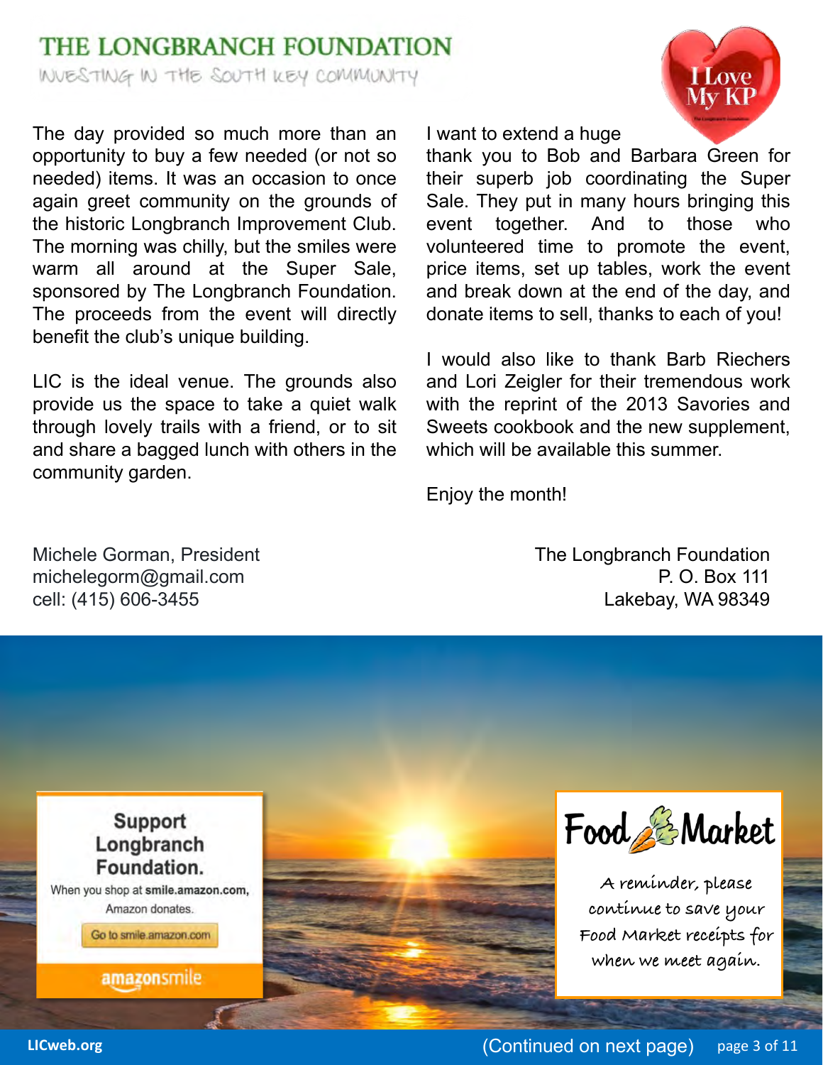# THE LONGBRANCH FOUNDATION

INVESTING IN THE SOUTH KEY COMMUNITY

I Love My KP

The day provided so much more than an opportunity to buy a few needed (or not so needed) items. It was an occasion to once again greet community on the grounds of the historic Longbranch Improvement Club. The morning was chilly, but the smiles were warm all around at the Super Sale, sponsored by The Longbranch Foundation. The proceeds from the event will directly benefit the club's unique building.

LIC is the ideal venue. The grounds also provide us the space to take a quiet walk through lovely trails with a friend, or to sit and share a bagged lunch with others in the community garden.

I want to extend a huge thank you to Bob and Barbara Green for their superb job coordinating the Super Sale. They put in many hours bringing this event together. And to those who volunteered time to promote the event, price items, set up tables, work the event and break down at the end of the day, and donate items to sell, thanks to each of you!

I would also like to thank Barb Riechers and Lori Zeigler for their tremendous work with the reprint of the 2013 Savories and Sweets cookbook and the new supplement, which will be available this summer.

Enjoy the month!

Michele Gorman, President
michelegorm@gmail.com
cell: (415) 606-3455

The Longbranch Foundation
P. O. Box 111
Lakebay, WA 98349

**Support Longbranch Foundation.**

When you shop at **smile.amazon.com,** Amazon donates.

Go to smile.amazon.com

amazonsmile

**Food Market**

A reminder, please continue to save your Food Market receipts for when we meet again.

(Continued on next page)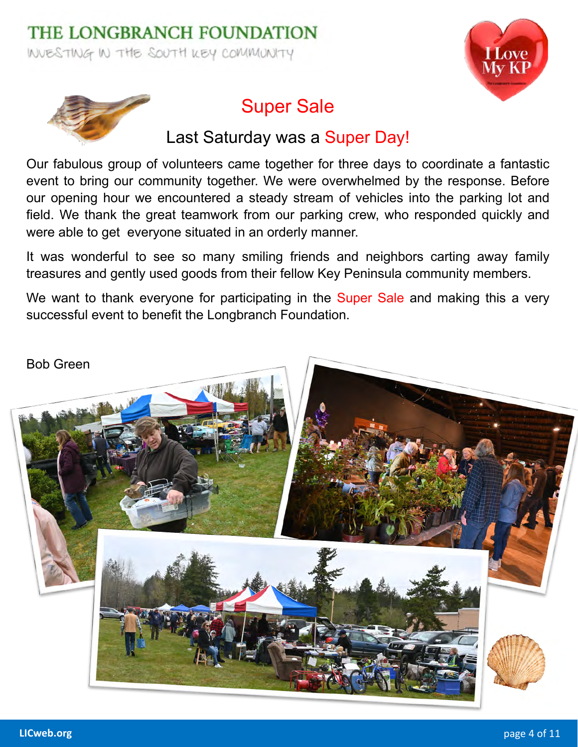THE LONGBRANCH FOUNDATION

INVESTING IN THE SOUTH KEY COMMUNITY

# Super Sale

## Last Saturday was a Super Day!

Our fabulous group of volunteers came together for three days to coordinate a fantastic event to bring our community together. We were overwhelmed by the response. Before our opening hour we encountered a steady stream of vehicles into the parking lot and field. We thank the great teamwork from our parking crew, who responded quickly and were able to get everyone situated in an orderly manner.

It was wonderful to see so many smiling friends and neighbors carting away family treasures and gently used goods from their fellow Key Peninsula community members.

We want to thank everyone for participating in the Super Sale and making this a very successful event to benefit the Longbranch Foundation.

Bob Green